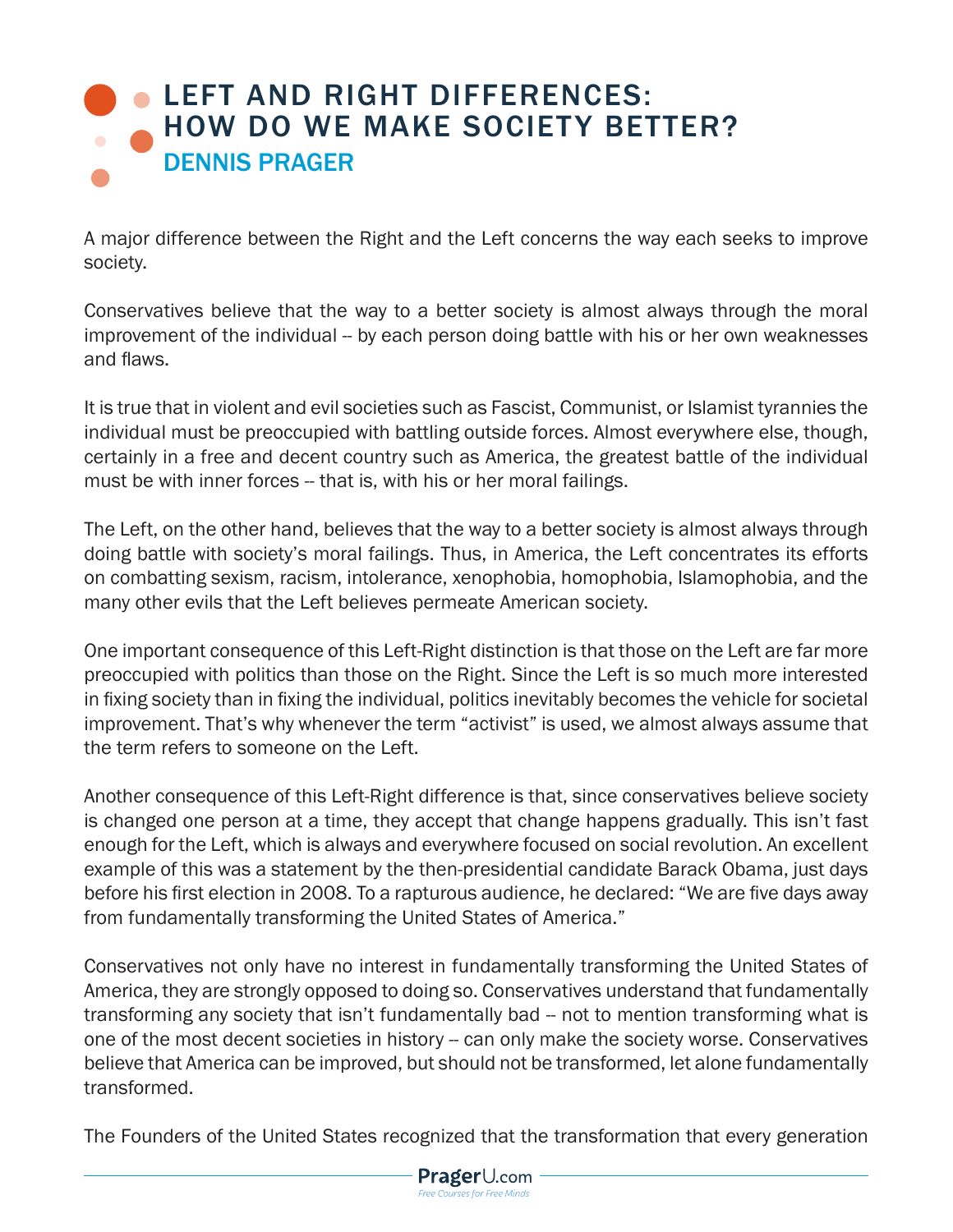# LEFT AND RIGHT DIFFERENCES: HOW DO WE MAKE SOCIETY BETTER?

## DENNIS PRAGER

A major difference between the Right and the Left concerns the way each seeks to improve society.

Conservatives believe that the way to a better society is almost always through the moral improvement of the individual -- by each person doing battle with his or her own weaknesses and flaws.

It is true that in violent and evil societies such as Fascist, Communist, or Islamist tyrannies the individual must be preoccupied with battling outside forces. Almost everywhere else, though, certainly in a free and decent country such as America, the greatest battle of the individual must be with inner forces -- that is, with his or her moral failings.

The Left, on the other hand, believes that the way to a better society is almost always through doing battle with society's moral failings. Thus, in America, the Left concentrates its efforts on combatting sexism, racism, intolerance, xenophobia, homophobia, Islamophobia, and the many other evils that the Left believes permeate American society.

One important consequence of this Left-Right distinction is that those on the Left are far more preoccupied with politics than those on the Right. Since the Left is so much more interested in fixing society than in fixing the individual, politics inevitably becomes the vehicle for societal improvement. That's why whenever the term "activist" is used, we almost always assume that the term refers to someone on the Left.

Another consequence of this Left-Right difference is that, since conservatives believe society is changed one person at a time, they accept that change happens gradually. This isn't fast enough for the Left, which is always and everywhere focused on social revolution. An excellent example of this was a statement by the then-presidential candidate Barack Obama, just days before his first election in 2008. To a rapturous audience, he declared: "We are five days away from fundamentally transforming the United States of America."

Conservatives not only have no interest in fundamentally transforming the United States of America, they are strongly opposed to doing so. Conservatives understand that fundamentally transforming any society that isn't fundamentally bad -- not to mention transforming what is one of the most decent societies in history -- can only make the society worse. Conservatives believe that America can be improved, but should not be transformed, let alone fundamentally transformed.

The Founders of the United States recognized that the transformation that every generation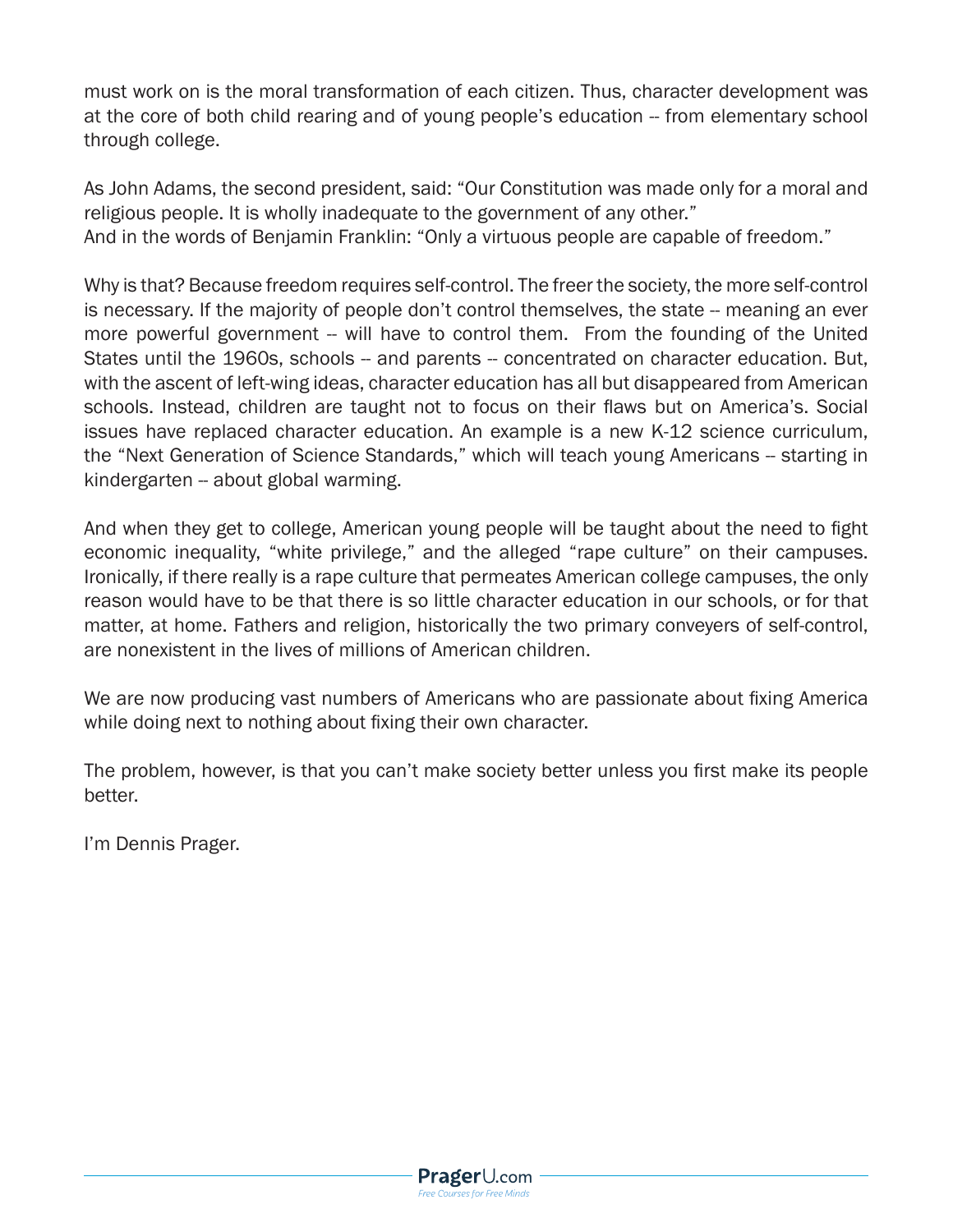must work on is the moral transformation of each citizen. Thus, character development was at the core of both child rearing and of young people's education -- from elementary school through college.

As John Adams, the second president, said: "Our Constitution was made only for a moral and religious people. It is wholly inadequate to the government of any other."
And in the words of Benjamin Franklin: "Only a virtuous people are capable of freedom."

Why is that? Because freedom requires self-control. The freer the society, the more self-control is necessary. If the majority of people don't control themselves, the state -- meaning an ever more powerful government -- will have to control them. From the founding of the United States until the 1960s, schools -- and parents -- concentrated on character education. But, with the ascent of left-wing ideas, character education has all but disappeared from American schools. Instead, children are taught not to focus on their flaws but on America's. Social issues have replaced character education. An example is a new K-12 science curriculum, the "Next Generation of Science Standards," which will teach young Americans -- starting in kindergarten -- about global warming.

And when they get to college, American young people will be taught about the need to fight economic inequality, "white privilege," and the alleged "rape culture" on their campuses. Ironically, if there really is a rape culture that permeates American college campuses, the only reason would have to be that there is so little character education in our schools, or for that matter, at home. Fathers and religion, historically the two primary conveyers of self-control, are nonexistent in the lives of millions of American children.

We are now producing vast numbers of Americans who are passionate about fixing America while doing next to nothing about fixing their own character.

The problem, however, is that you can't make society better unless you first make its people better.

I'm Dennis Prager.